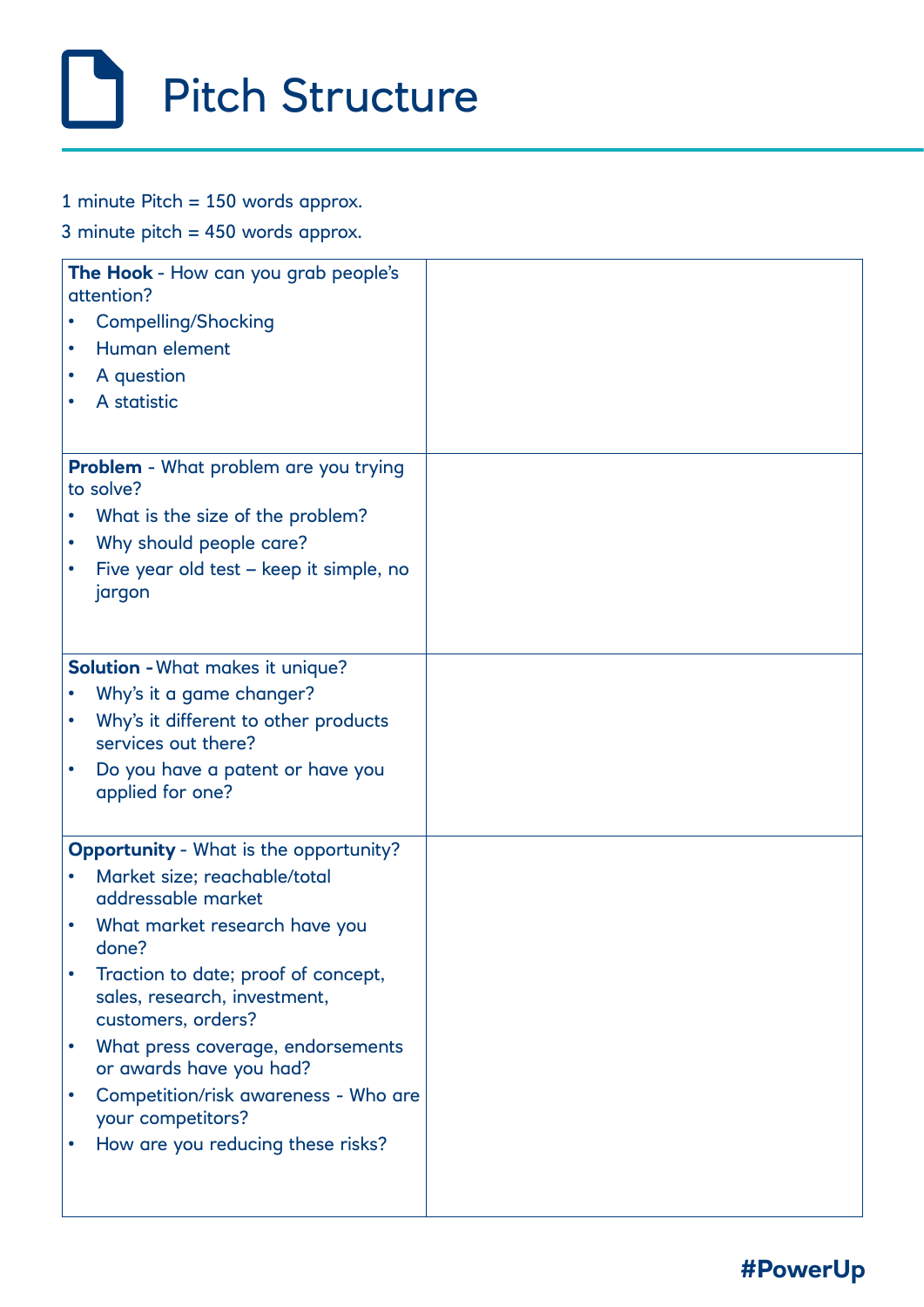# Pitch Structure

1 minute Pitch = 150 words approx.

3 minute pitch = 450 words approx.

| | |
|---|---|
| **The Hook** - How can you grab people's attention?<br>• Compelling/Shocking<br>• Human element<br>• A question<br>• A statistic | |
| **Problem** - What problem are you trying to solve?<br>• What is the size of the problem?<br>• Why should people care?<br>• Five year old test – keep it simple, no jargon | |
| **Solution** - What makes it unique?<br>• Why's it a game changer?<br>• Why's it different to other products services out there?<br>• Do you have a patent or have you applied for one? | |
| **Opportunity** - What is the opportunity?<br>• Market size; reachable/total addressable market<br>• What market research have you done?<br>• Traction to date; proof of concept, sales, research, investment, customers, orders?<br>• What press coverage, endorsements or awards have you had?<br>• Competition/risk awareness - Who are your competitors?<br>• How are you reducing these risks? | |

#PowerUp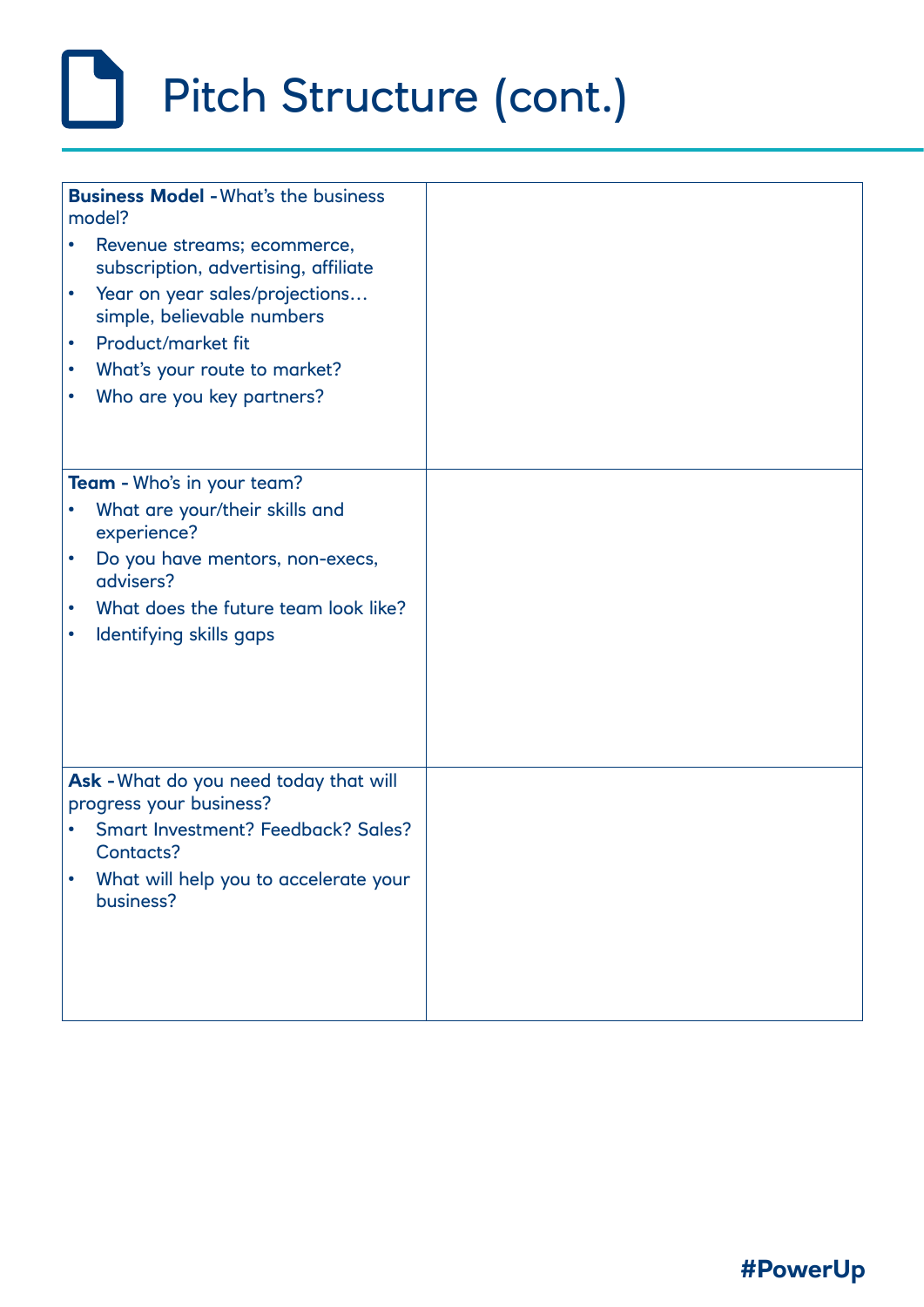# Pitch Structure (cont.)

| | |
|---|---|
| **Business Model -** What's the business model?<br>• Revenue streams; ecommerce, subscription, advertising, affiliate<br>• Year on year sales/projections… simple, believable numbers<br>• Product/market fit<br>• What's your route to market?<br>• Who are you key partners? | |
| **Team -** Who's in your team?<br>• What are your/their skills and experience?<br>• Do you have mentors, non-execs, advisers?<br>• What does the future team look like?<br>• Identifying skills gaps | |
| **Ask -** What do you need today that will progress your business?<br>• Smart Investment? Feedback? Sales? Contacts?<br>• What will help you to accelerate your business? | |

**#PowerUp**